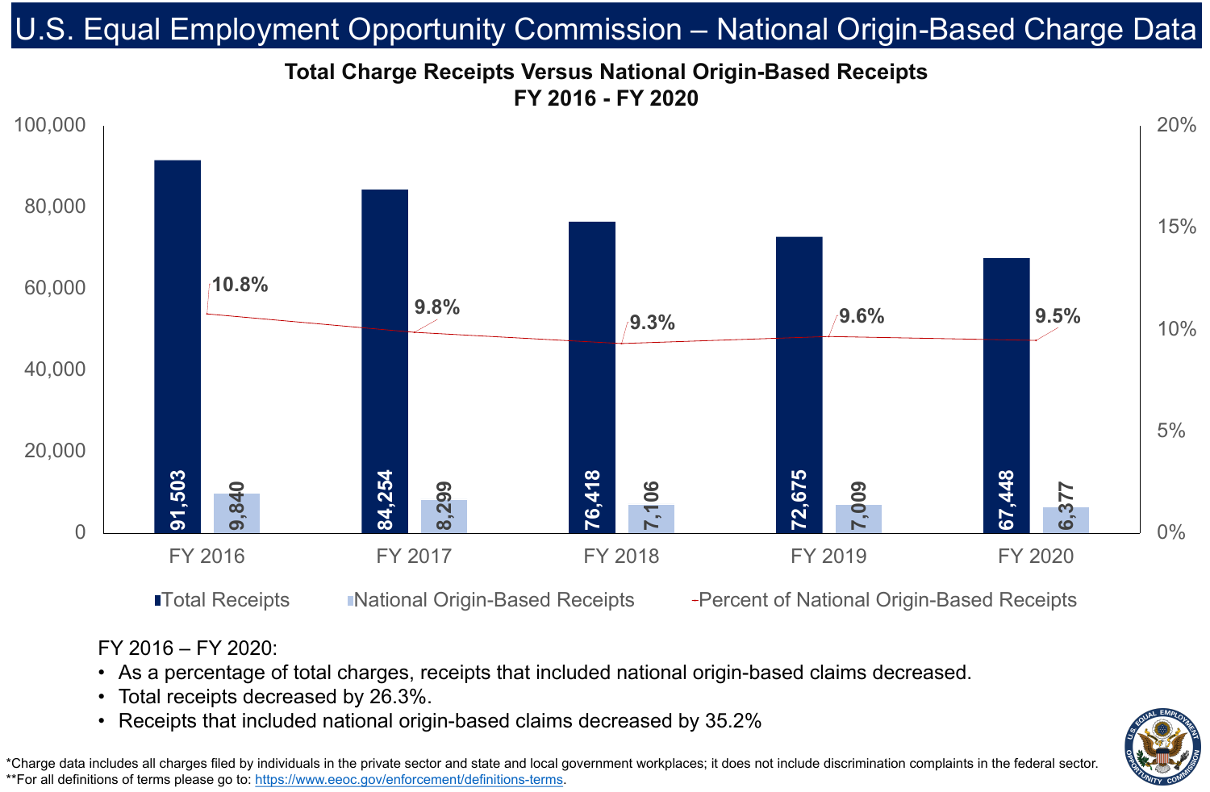# U.S. Equal Employment Opportunity Commission – National Origin-Based Charge Data

## Total Charge Receipts Versus National Origin-Based Receipts FY 2016 - FY 2020

| | FY 2016 | FY 2017 | FY 2018 | FY 2019 | FY 2020 |
|---|---|---|---|---|---|
| Total Receipts | 91,503 | 84,254 | 76,418 | 72,675 | 67,448 |
| National Origin-Based Receipts | 9,840 | 8,299 | 7,106 | 7,009 | 6,377 |
| Percent of National Origin-Based Receipts | 10.8% | 9.8% | 9.3% | 9.6% | 9.5% |

FY 2016 – FY 2020:

- As a percentage of total charges, receipts that included national origin-based claims decreased.
- Total receipts decreased by 26.3%.
- Receipts that included national origin-based claims decreased by 35.2%

*Charge data includes all charges filed by individuals in the private sector and state and local government workplaces; it does not include discrimination complaints in the federal sector.
**For all definitions of terms please go to: https://www.eeoc.gov/enforcement/definitions-terms.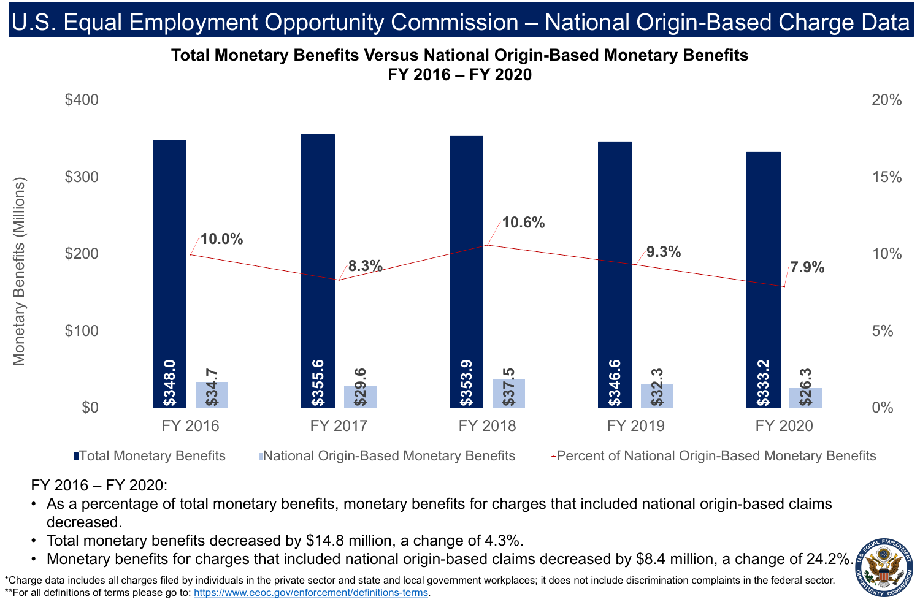# U.S. Equal Employment Opportunity Commission – National Origin-Based Charge Data

## Total Monetary Benefits Versus National Origin-Based Monetary Benefits FY 2016 – FY 2020

| | FY 2016 | FY 2017 | FY 2018 | FY 2019 | FY 2020 |
|---|---|---|---|---|---|
| Total Monetary Benefits (Millions) | $348.0 | $355.6 | $353.9 | $346.6 | $333.2 |
| National Origin-Based Monetary Benefits (Millions) | $34.7 | $29.6 | $37.5 | $32.3 | $26.3 |
| Percent of National Origin-Based Monetary Benefits | 10.0% | 8.3% | 10.6% | 9.3% | 7.9% |

FY 2016 – FY 2020:

- As a percentage of total monetary benefits, monetary benefits for charges that included national origin-based claims decreased.
- Total monetary benefits decreased by $14.8 million, a change of 4.3%.
- Monetary benefits for charges that included national origin-based claims decreased by $8.4 million, a change of 24.2%.

*Charge data includes all charges filed by individuals in the private sector and state and local government workplaces; it does not include discrimination complaints in the federal sector.
**For all definitions of terms please go to: https://www.eeoc.gov/enforcement/definitions-terms.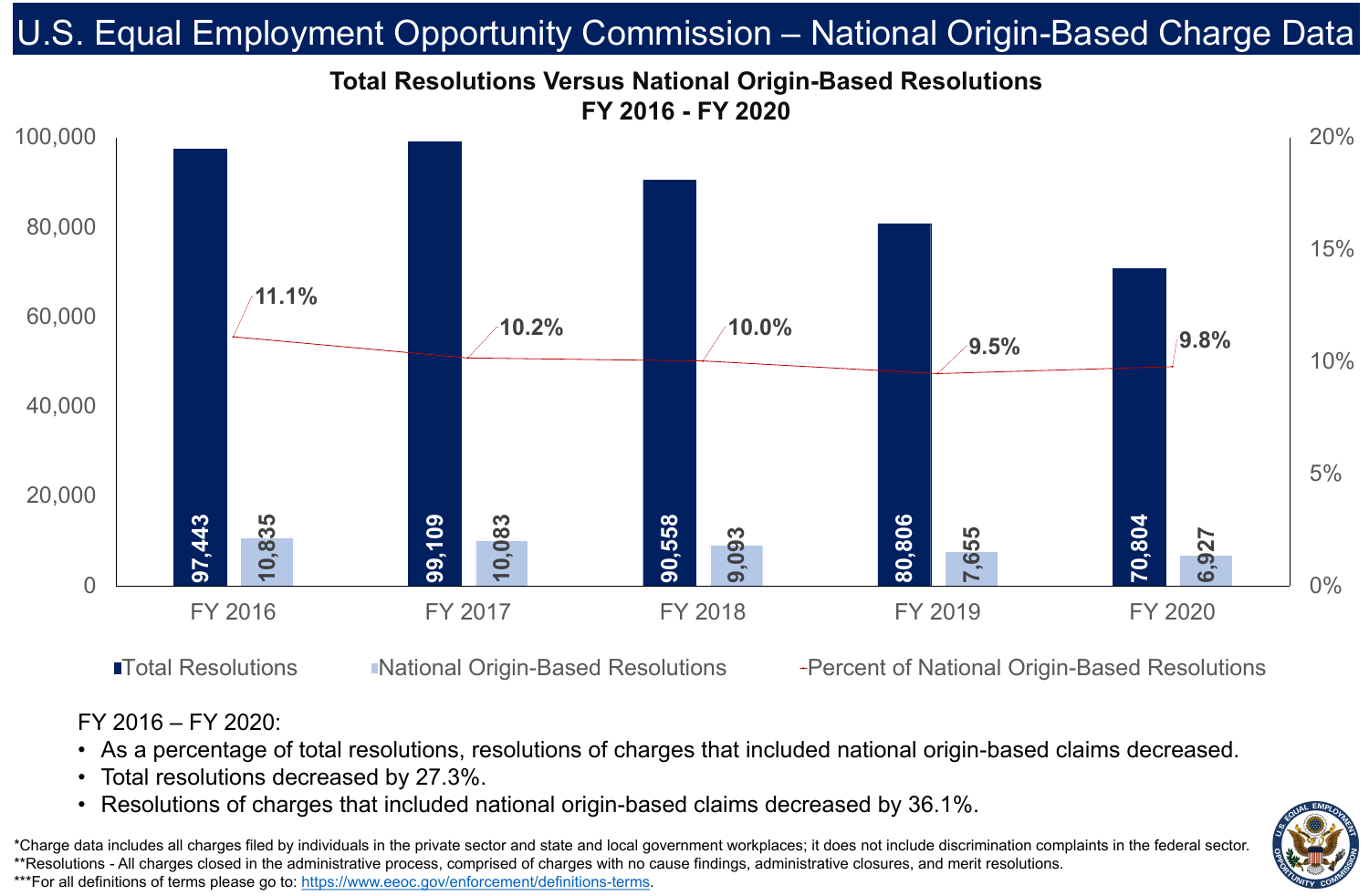# U.S. Equal Employment Opportunity Commission – National Origin-Based Charge Data

## Total Resolutions Versus National Origin-Based Resolutions
## FY 2016 - FY 2020

| | FY 2016 | FY 2017 | FY 2018 | FY 2019 | FY 2020 |
|---|---|---|---|---|---|
| Total Resolutions | 97,443 | 99,109 | 90,558 | 80,806 | 70,804 |
| National Origin-Based Resolutions | 10,835 | 10,083 | 9,093 | 7,655 | 6,927 |
| Percent of National Origin-Based Resolutions | 11.1% | 10.2% | 10.0% | 9.5% | 9.8% |

FY 2016 – FY 2020:

- As a percentage of total resolutions, resolutions of charges that included national origin-based claims decreased.
- Total resolutions decreased by 27.3%.
- Resolutions of charges that included national origin-based claims decreased by 36.1%.

*Charge data includes all charges filed by individuals in the private sector and state and local government workplaces; it does not include discrimination complaints in the federal sector.

**Resolutions - All charges closed in the administrative process, comprised of charges with no cause findings, administrative closures, and merit resolutions.

***For all definitions of terms please go to: https://www.eeoc.gov/enforcement/definitions-terms.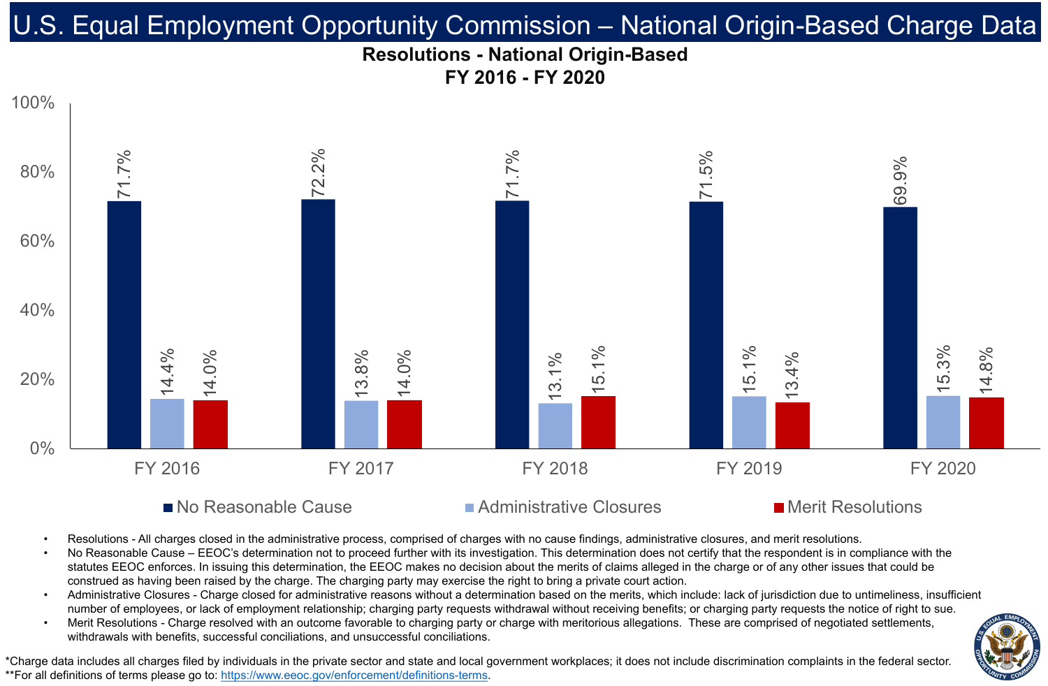# U.S. Equal Employment Opportunity Commission – National Origin-Based Charge Data

## Resolutions - National Origin-Based
## FY 2016 - FY 2020

| | FY 2016 | FY 2017 | FY 2018 | FY 2019 | FY 2020 |
|---|---|---|---|---|---|
| No Reasonable Cause | 71.7% | 72.2% | 71.7% | 71.5% | 69.9% |
| Administrative Closures | 14.4% | 13.8% | 13.1% | 15.1% | 15.3% |
| Merit Resolutions | 14.0% | 14.0% | 15.1% | 13.4% | 14.8% |

- Resolutions - All charges closed in the administrative process, comprised of charges with no cause findings, administrative closures, and merit resolutions.
- No Reasonable Cause – EEOC's determination not to proceed further with its investigation. This determination does not certify that the respondent is in compliance with the statutes EEOC enforces. In issuing this determination, the EEOC makes no decision about the merits of claims alleged in the charge or of any other issues that could be construed as having been raised by the charge. The charging party may exercise the right to bring a private court action.
- Administrative Closures - Charge closed for administrative reasons without a determination based on the merits, which include: lack of jurisdiction due to untimeliness, insufficient number of employees, or lack of employment relationship; charging party requests withdrawal without receiving benefits; or charging party requests the notice of right to sue.
- Merit Resolutions - Charge resolved with an outcome favorable to charging party or charge with meritorious allegations. These are comprised of negotiated settlements, withdrawals with benefits, successful conciliations, and unsuccessful conciliations.

*Charge data includes all charges filed by individuals in the private sector and state and local government workplaces; it does not include discrimination complaints in the federal sector.
**For all definitions of terms please go to: https://www.eeoc.gov/enforcement/definitions-terms.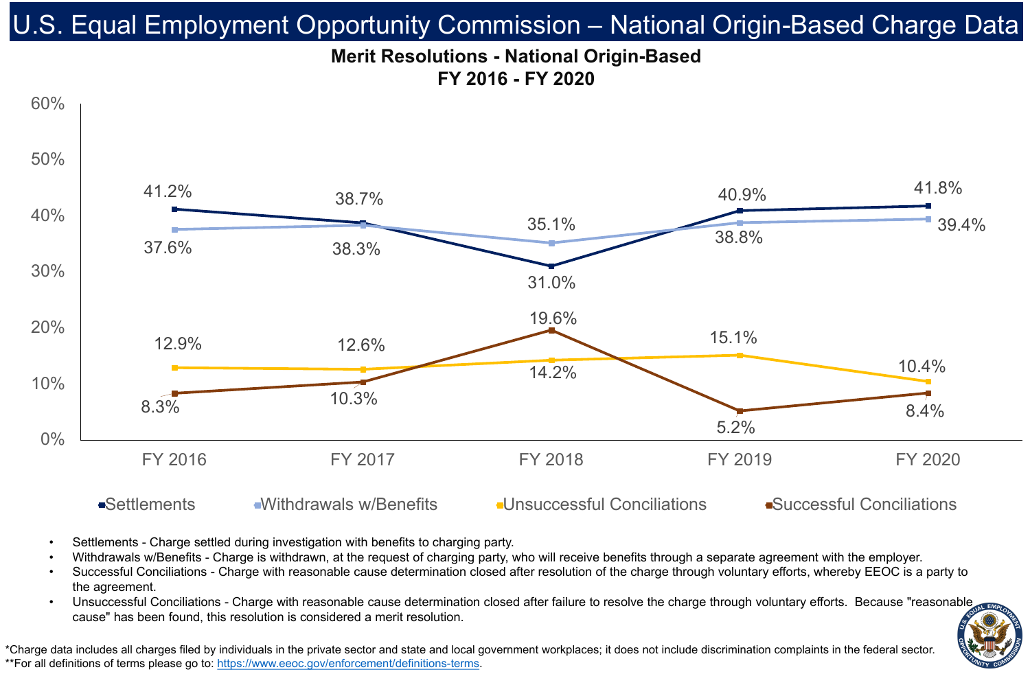# U.S. Equal Employment Opportunity Commission – National Origin-Based Charge Data

**Merit Resolutions - National Origin-Based**
**FY 2016 - FY 2020**

60%
50%
40%
30%
20%
10%
0%

FY 2016
41.2%
37.6%
12.9%
8.3%

FY 2017
38.7%
38.3%
12.6%
10.3%

FY 2018
35.1%
31.0%
19.6%
14.2%

FY 2019
40.9%
38.8%
15.1%
5.2%

FY 2020
41.8%
39.4%
10.4%
8.4%

Settlements
Withdrawals w/Benefits
Unsuccessful Conciliations
Successful Conciliations

- Settlements - Charge settled during investigation with benefits to charging party.
- Withdrawals w/Benefits - Charge is withdrawn, at the request of charging party, who will receive benefits through a separate agreement with the employer.
- Successful Conciliations - Charge with reasonable cause determination closed after resolution of the charge through voluntary efforts, whereby EEOC is a party to the agreement.
- Unsuccessful Conciliations - Charge with reasonable cause determination closed after failure to resolve the charge through voluntary efforts. Because "reasonable cause" has been found, this resolution is considered a merit resolution.

*Charge data includes all charges filed by individuals in the private sector and state and local government workplaces; it does not include discrimination complaints in the federal sector.
**For all definitions of terms please go to: https://www.eeoc.gov/enforcement/definitions-terms.